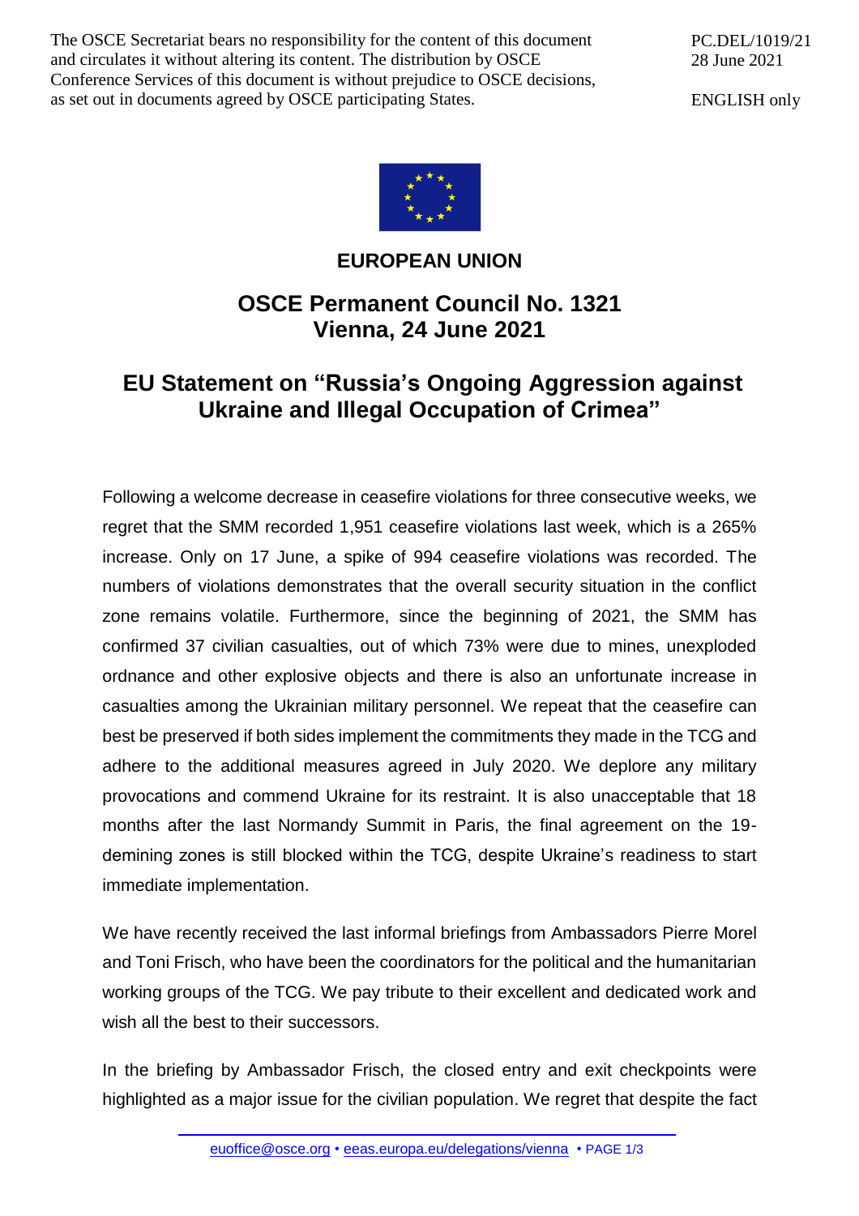The OSCE Secretariat bears no responsibility for the content of this document and circulates it without altering its content. The distribution by OSCE Conference Services of this document is without prejudice to OSCE decisions, as set out in documents agreed by OSCE participating States.

PC.DEL/1019/21
28 June 2021

ENGLISH only

**EUROPEAN UNION**

## OSCE Permanent Council No. 1321
## Vienna, 24 June 2021

# EU Statement on "Russia's Ongoing Aggression against Ukraine and Illegal Occupation of Crimea"

Following a welcome decrease in ceasefire violations for three consecutive weeks, we regret that the SMM recorded 1,951 ceasefire violations last week, which is a 265% increase. Only on 17 June, a spike of 994 ceasefire violations was recorded. The numbers of violations demonstrates that the overall security situation in the conflict zone remains volatile. Furthermore, since the beginning of 2021, the SMM has confirmed 37 civilian casualties, out of which 73% were due to mines, unexploded ordnance and other explosive objects and there is also an unfortunate increase in casualties among the Ukrainian military personnel. We repeat that the ceasefire can best be preserved if both sides implement the commitments they made in the TCG and adhere to the additional measures agreed in July 2020. We deplore any military provocations and commend Ukraine for its restraint. It is also unacceptable that 18 months after the last Normandy Summit in Paris, the final agreement on the 19-demining zones is still blocked within the TCG, despite Ukraine's readiness to start immediate implementation.

We have recently received the last informal briefings from Ambassadors Pierre Morel and Toni Frisch, who have been the coordinators for the political and the humanitarian working groups of the TCG. We pay tribute to their excellent and dedicated work and wish all the best to their successors.

In the briefing by Ambassador Frisch, the closed entry and exit checkpoints were highlighted as a major issue for the civilian population. We regret that despite the fact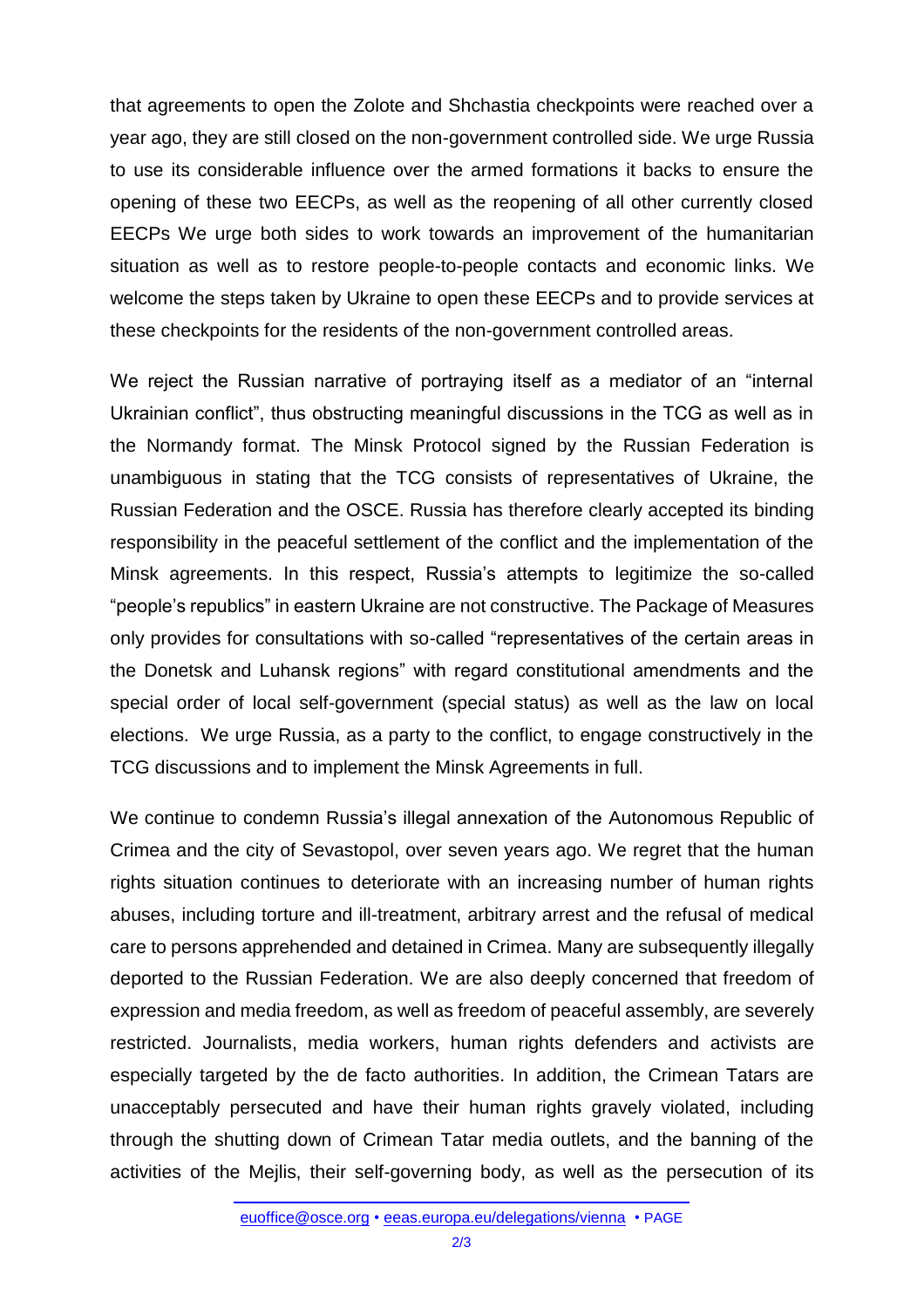that agreements to open the Zolote and Shchastia checkpoints were reached over a year ago, they are still closed on the non-government controlled side. We urge Russia to use its considerable influence over the armed formations it backs to ensure the opening of these two EECPs, as well as the reopening of all other currently closed EECPs We urge both sides to work towards an improvement of the humanitarian situation as well as to restore people-to-people contacts and economic links. We welcome the steps taken by Ukraine to open these EECPs and to provide services at these checkpoints for the residents of the non-government controlled areas.

We reject the Russian narrative of portraying itself as a mediator of an "internal Ukrainian conflict", thus obstructing meaningful discussions in the TCG as well as in the Normandy format. The Minsk Protocol signed by the Russian Federation is unambiguous in stating that the TCG consists of representatives of Ukraine, the Russian Federation and the OSCE. Russia has therefore clearly accepted its binding responsibility in the peaceful settlement of the conflict and the implementation of the Minsk agreements. In this respect, Russia's attempts to legitimize the so-called "people's republics" in eastern Ukraine are not constructive. The Package of Measures only provides for consultations with so-called "representatives of the certain areas in the Donetsk and Luhansk regions" with regard constitutional amendments and the special order of local self-government (special status) as well as the law on local elections. We urge Russia, as a party to the conflict, to engage constructively in the TCG discussions and to implement the Minsk Agreements in full.

We continue to condemn Russia's illegal annexation of the Autonomous Republic of Crimea and the city of Sevastopol, over seven years ago. We regret that the human rights situation continues to deteriorate with an increasing number of human rights abuses, including torture and ill-treatment, arbitrary arrest and the refusal of medical care to persons apprehended and detained in Crimea. Many are subsequently illegally deported to the Russian Federation. We are also deeply concerned that freedom of expression and media freedom, as well as freedom of peaceful assembly, are severely restricted. Journalists, media workers, human rights defenders and activists are especially targeted by the de facto authorities. In addition, the Crimean Tatars are unacceptably persecuted and have their human rights gravely violated, including through the shutting down of Crimean Tatar media outlets, and the banning of the activities of the Mejlis, their self-governing body, as well as the persecution of its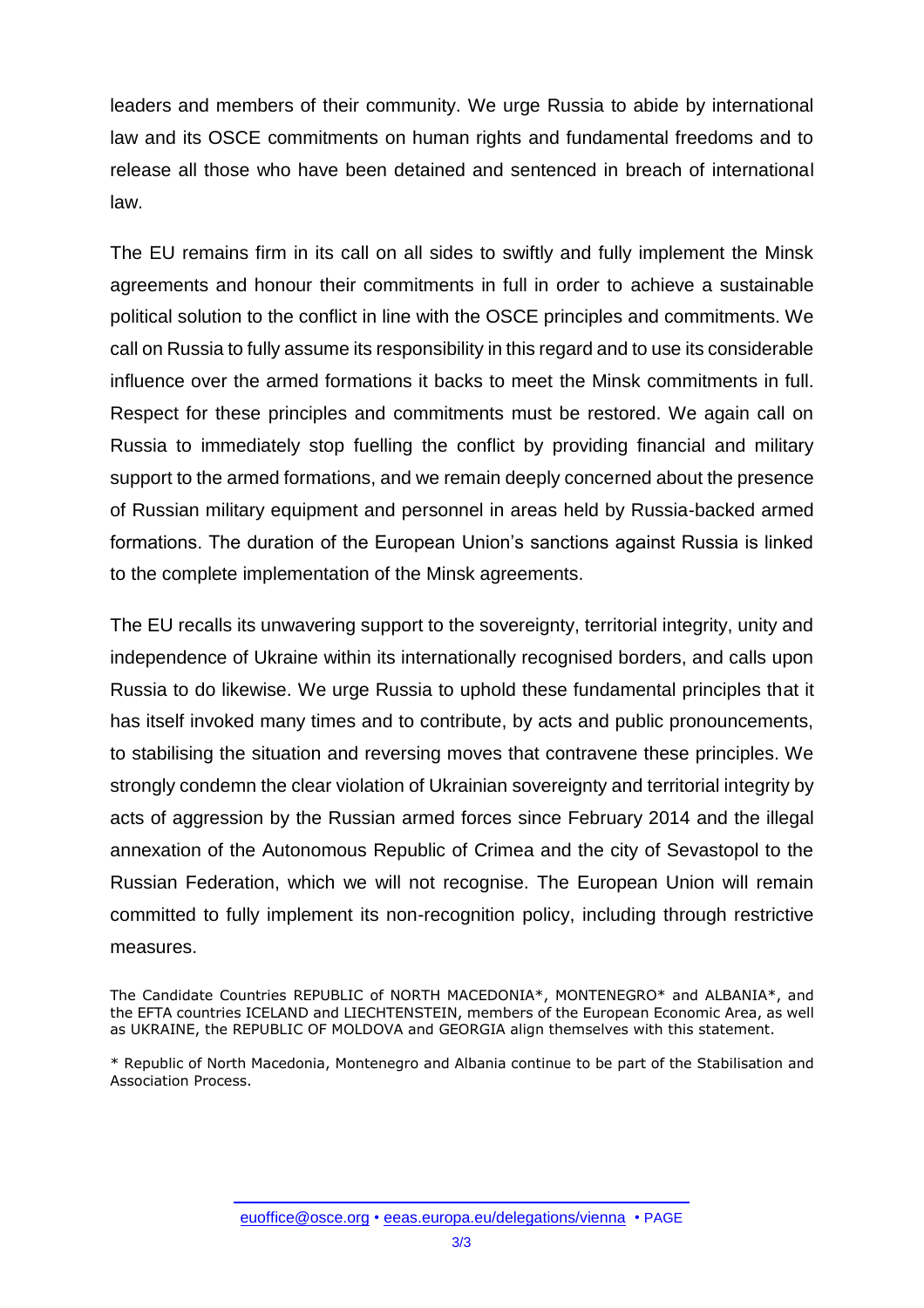leaders and members of their community. We urge Russia to abide by international law and its OSCE commitments on human rights and fundamental freedoms and to release all those who have been detained and sentenced in breach of international law.

The EU remains firm in its call on all sides to swiftly and fully implement the Minsk agreements and honour their commitments in full in order to achieve a sustainable political solution to the conflict in line with the OSCE principles and commitments. We call on Russia to fully assume its responsibility in this regard and to use its considerable influence over the armed formations it backs to meet the Minsk commitments in full. Respect for these principles and commitments must be restored. We again call on Russia to immediately stop fuelling the conflict by providing financial and military support to the armed formations, and we remain deeply concerned about the presence of Russian military equipment and personnel in areas held by Russia-backed armed formations. The duration of the European Union's sanctions against Russia is linked to the complete implementation of the Minsk agreements.

The EU recalls its unwavering support to the sovereignty, territorial integrity, unity and independence of Ukraine within its internationally recognised borders, and calls upon Russia to do likewise. We urge Russia to uphold these fundamental principles that it has itself invoked many times and to contribute, by acts and public pronouncements, to stabilising the situation and reversing moves that contravene these principles. We strongly condemn the clear violation of Ukrainian sovereignty and territorial integrity by acts of aggression by the Russian armed forces since February 2014 and the illegal annexation of the Autonomous Republic of Crimea and the city of Sevastopol to the Russian Federation, which we will not recognise. The European Union will remain committed to fully implement its non-recognition policy, including through restrictive measures.

The Candidate Countries REPUBLIC of NORTH MACEDONIA*, MONTENEGRO* and ALBANIA*, and the EFTA countries ICELAND and LIECHTENSTEIN, members of the European Economic Area, as well as UKRAINE, the REPUBLIC OF MOLDOVA and GEORGIA align themselves with this statement.

* Republic of North Macedonia, Montenegro and Albania continue to be part of the Stabilisation and Association Process.

euoffice@osce.org • eeas.europa.eu/delegations/vienna